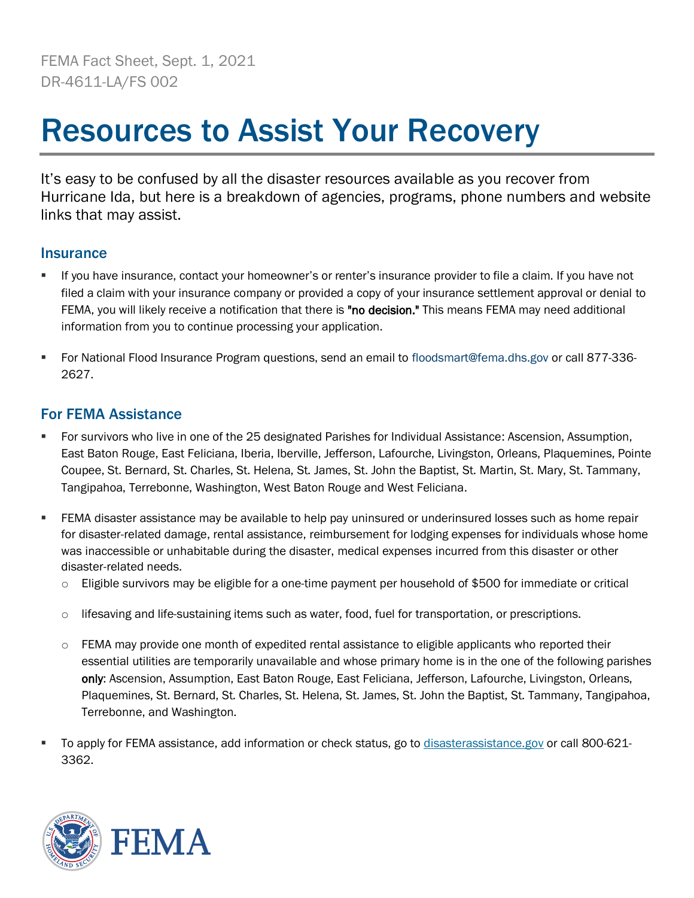FEMA Fact Sheet, Sept. 1, 2021
DR-4611-LA/FS 002

# Resources to Assist Your Recovery

It's easy to be confused by all the disaster resources available as you recover from Hurricane Ida, but here is a breakdown of agencies, programs, phone numbers and website links that may assist.

## Insurance

- If you have insurance, contact your homeowner's or renter's insurance provider to file a claim. If you have not filed a claim with your insurance company or provided a copy of your insurance settlement approval or denial to FEMA, you will likely receive a notification that there is **"no decision."** This means FEMA may need additional information from you to continue processing your application.
- For National Flood Insurance Program questions, send an email to floodsmart@fema.dhs.gov or call 877-336-2627.

## For FEMA Assistance

- For survivors who live in one of the 25 designated Parishes for Individual Assistance: Ascension, Assumption, East Baton Rouge, East Feliciana, Iberia, Iberville, Jefferson, Lafourche, Livingston, Orleans, Plaquemines, Pointe Coupee, St. Bernard, St. Charles, St. Helena, St. James, St. John the Baptist, St. Martin, St. Mary, St. Tammany, Tangipahoa, Terrebonne, Washington, West Baton Rouge and West Feliciana.
- FEMA disaster assistance may be available to help pay uninsured or underinsured losses such as home repair for disaster-related damage, rental assistance, reimbursement for lodging expenses for individuals whose home was inaccessible or unhabitable during the disaster, medical expenses incurred from this disaster or other disaster-related needs.
  - Eligible survivors may be eligible for a one-time payment per household of $500 for immediate or critical
  - lifesaving and life-sustaining items such as water, food, fuel for transportation, or prescriptions.
  - FEMA may provide one month of expedited rental assistance to eligible applicants who reported their essential utilities are temporarily unavailable and whose primary home is in the one of the following parishes **only**: Ascension, Assumption, East Baton Rouge, East Feliciana, Jefferson, Lafourche, Livingston, Orleans, Plaquemines, St. Bernard, St. Charles, St. Helena, St. James, St. John the Baptist, St. Tammany, Tangipahoa, Terrebonne, and Washington.
- To apply for FEMA assistance, add information or check status, go to [disasterassistance.gov](https://disasterassistance.gov) or call 800-621-3362.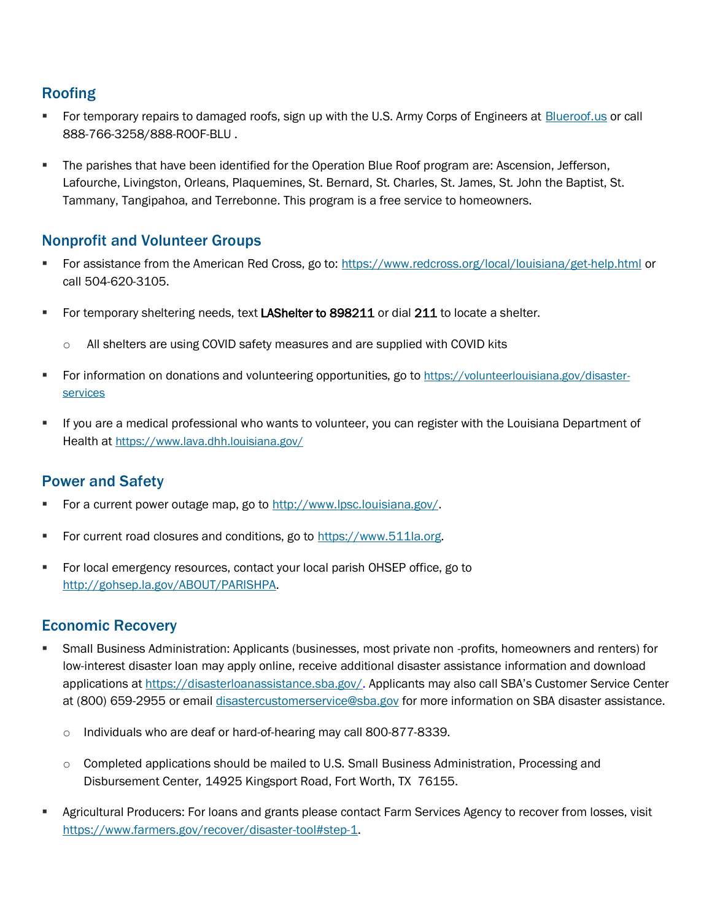## Roofing

- For temporary repairs to damaged roofs, sign up with the U.S. Army Corps of Engineers at [Blueroof.us](Blueroof.us) or call 888-766-3258/888-ROOF-BLU .
- The parishes that have been identified for the Operation Blue Roof program are: Ascension, Jefferson, Lafourche, Livingston, Orleans, Plaquemines, St. Bernard, St. Charles, St. James, St. John the Baptist, St. Tammany, Tangipahoa, and Terrebonne. This program is a free service to homeowners.

## Nonprofit and Volunteer Groups

- For assistance from the American Red Cross, go to: https://www.redcross.org/local/louisiana/get-help.html or call 504-620-3105.
- For temporary sheltering needs, text LAShelter to 898211 or dial 211 to locate a shelter.
  - All shelters are using COVID safety measures and are supplied with COVID kits
- For information on donations and volunteering opportunities, go to https://volunteerlouisiana.gov/disaster-services
- If you are a medical professional who wants to volunteer, you can register with the Louisiana Department of Health at https://www.lava.dhh.louisiana.gov/

## Power and Safety

- For a current power outage map, go to http://www.lpsc.louisiana.gov/.
- For current road closures and conditions, go to https://www.511la.org.
- For local emergency resources, contact your local parish OHSEP office, go to http://gohsep.la.gov/ABOUT/PARISHPA.

## Economic Recovery

- Small Business Administration: Applicants (businesses, most private non -profits, homeowners and renters) for low-interest disaster loan may apply online, receive additional disaster assistance information and download applications at https://disasterloanassistance.sba.gov/. Applicants may also call SBA's Customer Service Center at (800) 659-2955 or email disastercustomerservice@sba.gov for more information on SBA disaster assistance.
  - Individuals who are deaf or hard-of-hearing may call 800-877-8339.
  - Completed applications should be mailed to U.S. Small Business Administration, Processing and Disbursement Center, 14925 Kingsport Road, Fort Worth, TX 76155.
- Agricultural Producers: For loans and grants please contact Farm Services Agency to recover from losses, visit https://www.farmers.gov/recover/disaster-tool#step-1.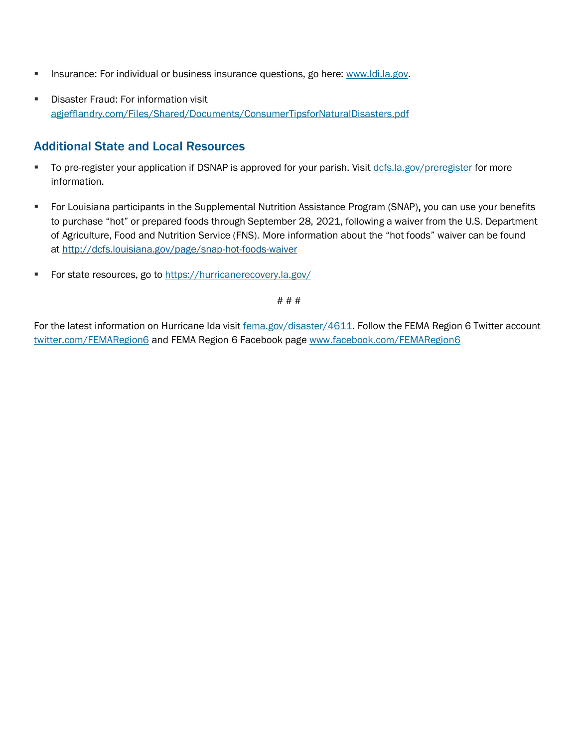- Insurance: For individual or business insurance questions, go here: [www.ldi.la.gov](http://www.ldi.la.gov).

- Disaster Fraud: For information visit [agjefflandry.com/Files/Shared/Documents/ConsumerTipsforNaturalDisasters.pdf](agjefflandry.com/Files/Shared/Documents/ConsumerTipsforNaturalDisasters.pdf)

## Additional State and Local Resources

- To pre-register your application if DSNAP is approved for your parish. Visit [dcfs.la.gov/preregister](dcfs.la.gov/preregister) for more information.

- For Louisiana participants in the Supplemental Nutrition Assistance Program (SNAP), you can use your benefits to purchase "hot" or prepared foods through September 28, 2021, following a waiver from the U.S. Department of Agriculture, Food and Nutrition Service (FNS). More information about the "hot foods" waiver can be found at [http://dcfs.louisiana.gov/page/snap-hot-foods-waiver](http://dcfs.louisiana.gov/page/snap-hot-foods-waiver)

- For state resources, go to [https://hurricanerecovery.la.gov/](https://hurricanerecovery.la.gov/)

# # #

For the latest information on Hurricane Ida visit [fema.gov/disaster/4611](fema.gov/disaster/4611). Follow the FEMA Region 6 Twitter account [twitter.com/FEMARegion6](twitter.com/FEMARegion6) and FEMA Region 6 Facebook page [www.facebook.com/FEMARegion6](http://www.facebook.com/FEMARegion6)